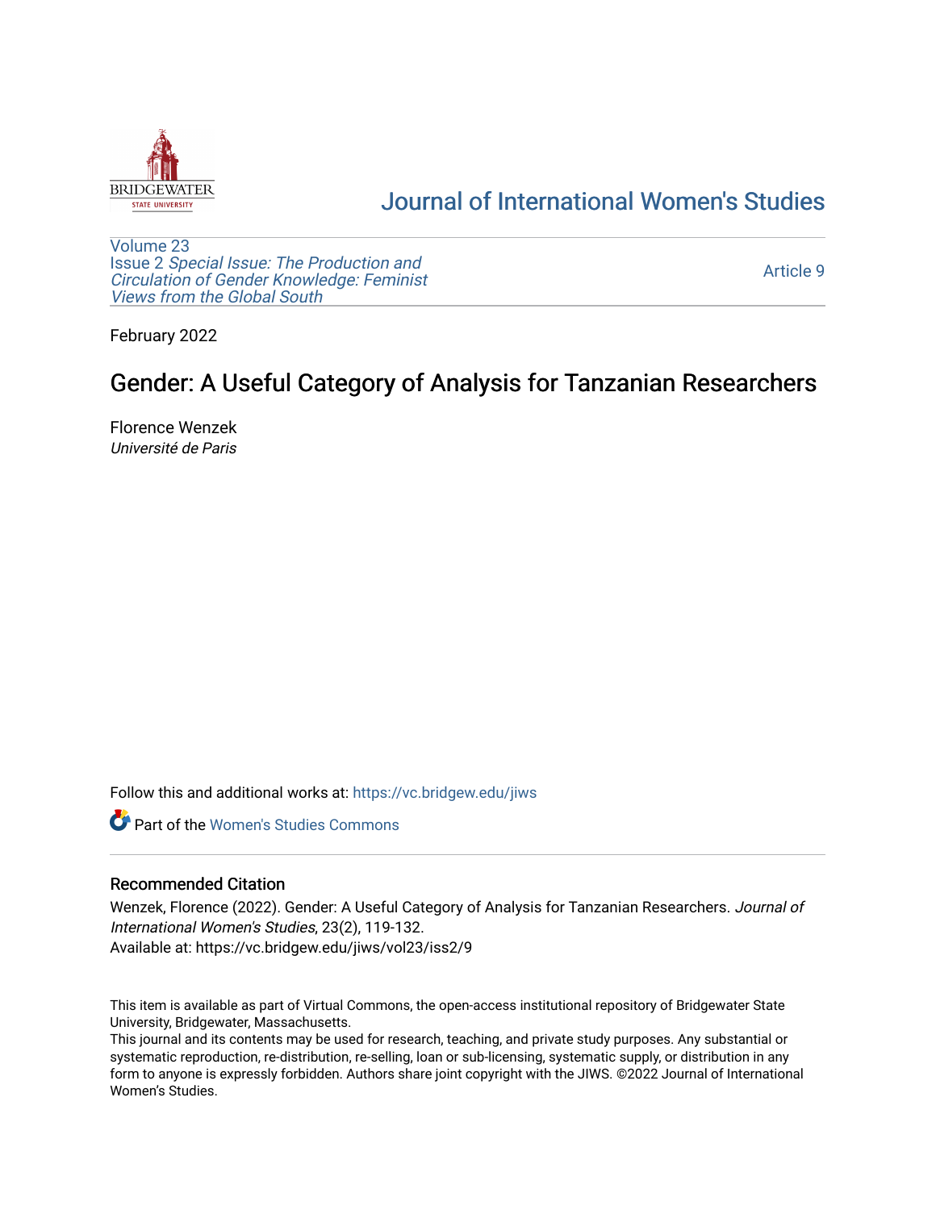# Journal of International Women's Studies

Volume 23
Issue 2 *Special Issue: The Production and Circulation of Gender Knowledge: Feminist Views from the Global South*

Article 9

February 2022

## Gender: A Useful Category of Analysis for Tanzanian Researchers

Florence Wenzek
*Université de Paris*

Follow this and additional works at: https://vc.bridgew.edu/jiws

Part of the Women's Studies Commons

### Recommended Citation

Wenzek, Florence (2022). Gender: A Useful Category of Analysis for Tanzanian Researchers. *Journal of International Women's Studies*, 23(2), 119-132.
Available at: https://vc.bridgew.edu/jiws/vol23/iss2/9

This item is available as part of Virtual Commons, the open-access institutional repository of Bridgewater State University, Bridgewater, Massachusetts.
This journal and its contents may be used for research, teaching, and private study purposes. Any substantial or systematic reproduction, re-distribution, re-selling, loan or sub-licensing, systematic supply, or distribution in any form to anyone is expressly forbidden. Authors share joint copyright with the JIWS. ©2022 Journal of International Women's Studies.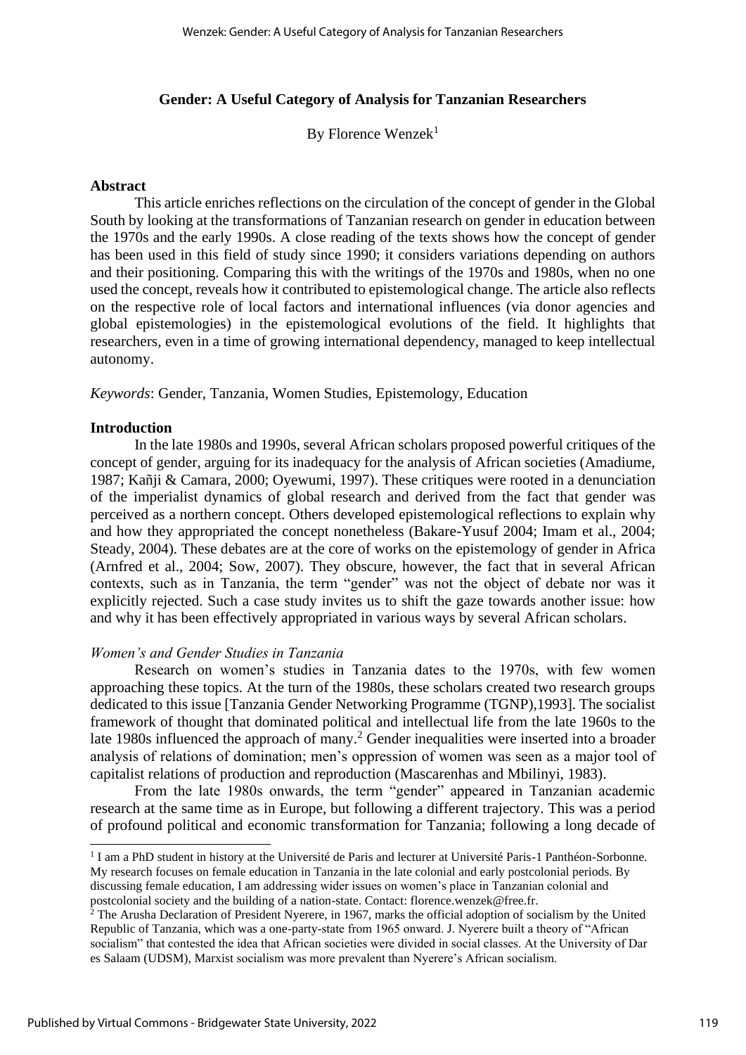## Gender: A Useful Category of Analysis for Tanzanian Researchers

By Florence Wenzek[1]

### Abstract

This article enriches reflections on the circulation of the concept of gender in the Global South by looking at the transformations of Tanzanian research on gender in education between the 1970s and the early 1990s. A close reading of the texts shows how the concept of gender has been used in this field of study since 1990; it considers variations depending on authors and their positioning. Comparing this with the writings of the 1970s and 1980s, when no one used the concept, reveals how it contributed to epistemological change. The article also reflects on the respective role of local factors and international influences (via donor agencies and global epistemologies) in the epistemological evolutions of the field. It highlights that researchers, even in a time of growing international dependency, managed to keep intellectual autonomy.

*Keywords*: Gender, Tanzania, Women Studies, Epistemology, Education

### Introduction

In the late 1980s and 1990s, several African scholars proposed powerful critiques of the concept of gender, arguing for its inadequacy for the analysis of African societies (Amadiume, 1987; Kañji & Camara, 2000; Oyewumi, 1997). These critiques were rooted in a denunciation of the imperialist dynamics of global research and derived from the fact that gender was perceived as a northern concept. Others developed epistemological reflections to explain why and how they appropriated the concept nonetheless (Bakare-Yusuf 2004; Imam et al., 2004; Steady, 2004). These debates are at the core of works on the epistemology of gender in Africa (Arnfred et al., 2004; Sow, 2007). They obscure, however, the fact that in several African contexts, such as in Tanzania, the term "gender" was not the object of debate nor was it explicitly rejected. Such a case study invites us to shift the gaze towards another issue: how and why it has been effectively appropriated in various ways by several African scholars.

#### *Women's and Gender Studies in Tanzania*

Research on women's studies in Tanzania dates to the 1970s, with few women approaching these topics. At the turn of the 1980s, these scholars created two research groups dedicated to this issue [Tanzania Gender Networking Programme (TGNP),1993]. The socialist framework of thought that dominated political and intellectual life from the late 1960s to the late 1980s influenced the approach of many.[2] Gender inequalities were inserted into a broader analysis of relations of domination; men's oppression of women was seen as a major tool of capitalist relations of production and reproduction (Mascarenhas and Mbilinyi, 1983).

From the late 1980s onwards, the term "gender" appeared in Tanzanian academic research at the same time as in Europe, but following a different trajectory. This was a period of profound political and economic transformation for Tanzania; following a long decade of

---

[1] I am a PhD student in history at the Université de Paris and lecturer at Université Paris-1 Panthéon-Sorbonne. My research focuses on female education in Tanzania in the late colonial and early postcolonial periods. By discussing female education, I am addressing wider issues on women's place in Tanzanian colonial and postcolonial society and the building of a nation-state. Contact: florence.wenzek@free.fr.

[2] The Arusha Declaration of President Nyerere, in 1967, marks the official adoption of socialism by the United Republic of Tanzania, which was a one-party-state from 1965 onward. J. Nyerere built a theory of "African socialism" that contested the idea that African societies were divided in social classes. At the University of Dar es Salaam (UDSM), Marxist socialism was more prevalent than Nyerere's African socialism.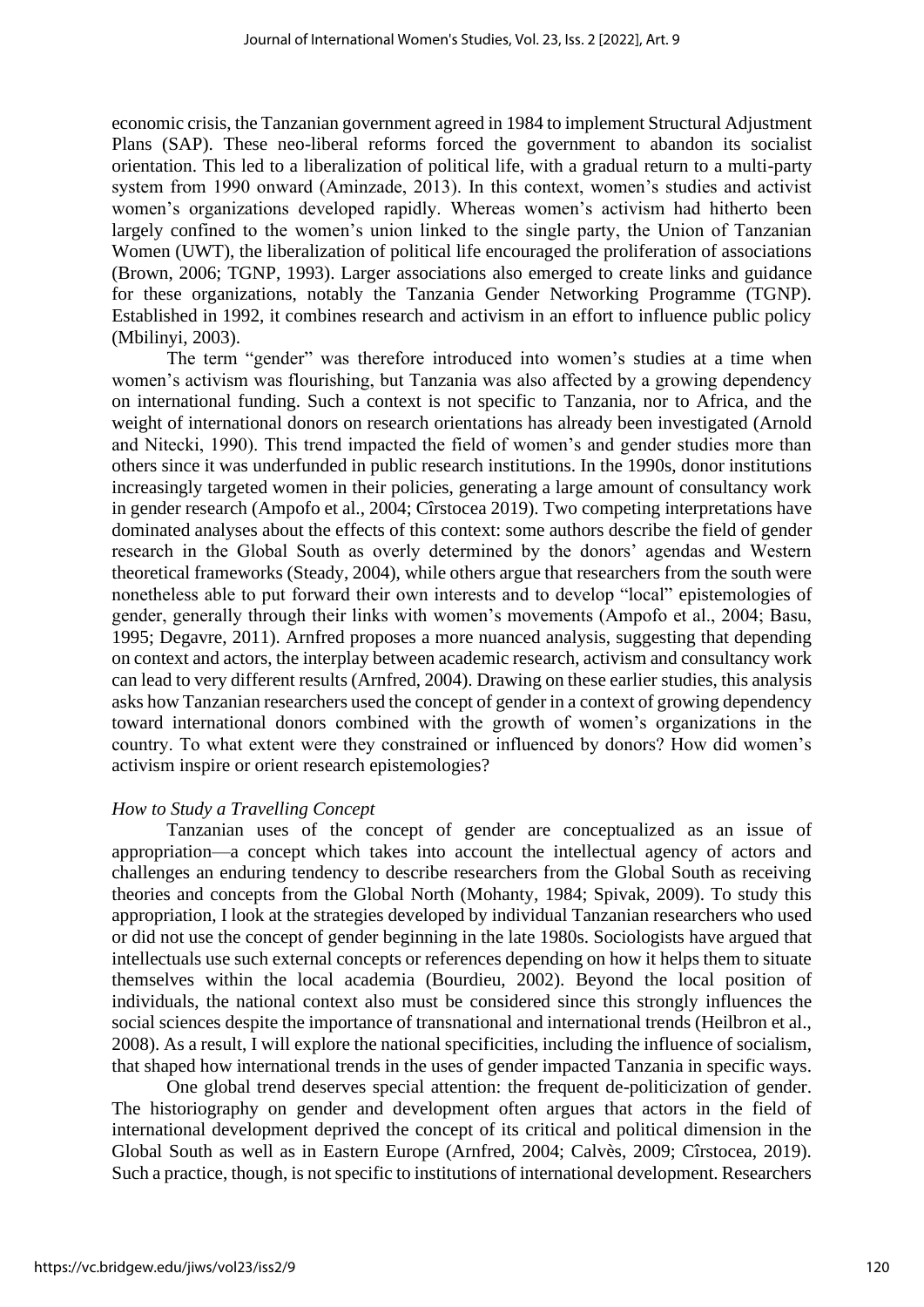economic crisis, the Tanzanian government agreed in 1984 to implement Structural Adjustment Plans (SAP). These neo-liberal reforms forced the government to abandon its socialist orientation. This led to a liberalization of political life, with a gradual return to a multi-party system from 1990 onward (Aminzade, 2013). In this context, women's studies and activist women's organizations developed rapidly. Whereas women's activism had hitherto been largely confined to the women's union linked to the single party, the Union of Tanzanian Women (UWT), the liberalization of political life encouraged the proliferation of associations (Brown, 2006; TGNP, 1993). Larger associations also emerged to create links and guidance for these organizations, notably the Tanzania Gender Networking Programme (TGNP). Established in 1992, it combines research and activism in an effort to influence public policy (Mbilinyi, 2003).

The term "gender" was therefore introduced into women's studies at a time when women's activism was flourishing, but Tanzania was also affected by a growing dependency on international funding. Such a context is not specific to Tanzania, nor to Africa, and the weight of international donors on research orientations has already been investigated (Arnold and Nitecki, 1990). This trend impacted the field of women's and gender studies more than others since it was underfunded in public research institutions. In the 1990s, donor institutions increasingly targeted women in their policies, generating a large amount of consultancy work in gender research (Ampofo et al., 2004; Cîrstocea 2019). Two competing interpretations have dominated analyses about the effects of this context: some authors describe the field of gender research in the Global South as overly determined by the donors' agendas and Western theoretical frameworks (Steady, 2004), while others argue that researchers from the south were nonetheless able to put forward their own interests and to develop "local" epistemologies of gender, generally through their links with women's movements (Ampofo et al., 2004; Basu, 1995; Degavre, 2011). Arnfred proposes a more nuanced analysis, suggesting that depending on context and actors, the interplay between academic research, activism and consultancy work can lead to very different results (Arnfred, 2004). Drawing on these earlier studies, this analysis asks how Tanzanian researchers used the concept of gender in a context of growing dependency toward international donors combined with the growth of women's organizations in the country. To what extent were they constrained or influenced by donors? How did women's activism inspire or orient research epistemologies?

*How to Study a Travelling Concept*

Tanzanian uses of the concept of gender are conceptualized as an issue of appropriation—a concept which takes into account the intellectual agency of actors and challenges an enduring tendency to describe researchers from the Global South as receiving theories and concepts from the Global North (Mohanty, 1984; Spivak, 2009). To study this appropriation, I look at the strategies developed by individual Tanzanian researchers who used or did not use the concept of gender beginning in the late 1980s. Sociologists have argued that intellectuals use such external concepts or references depending on how it helps them to situate themselves within the local academia (Bourdieu, 2002). Beyond the local position of individuals, the national context also must be considered since this strongly influences the social sciences despite the importance of transnational and international trends (Heilbron et al., 2008). As a result, I will explore the national specificities, including the influence of socialism, that shaped how international trends in the uses of gender impacted Tanzania in specific ways.

One global trend deserves special attention: the frequent de-politicization of gender. The historiography on gender and development often argues that actors in the field of international development deprived the concept of its critical and political dimension in the Global South as well as in Eastern Europe (Arnfred, 2004; Calvès, 2009; Cîrstocea, 2019). Such a practice, though, is not specific to institutions of international development. Researchers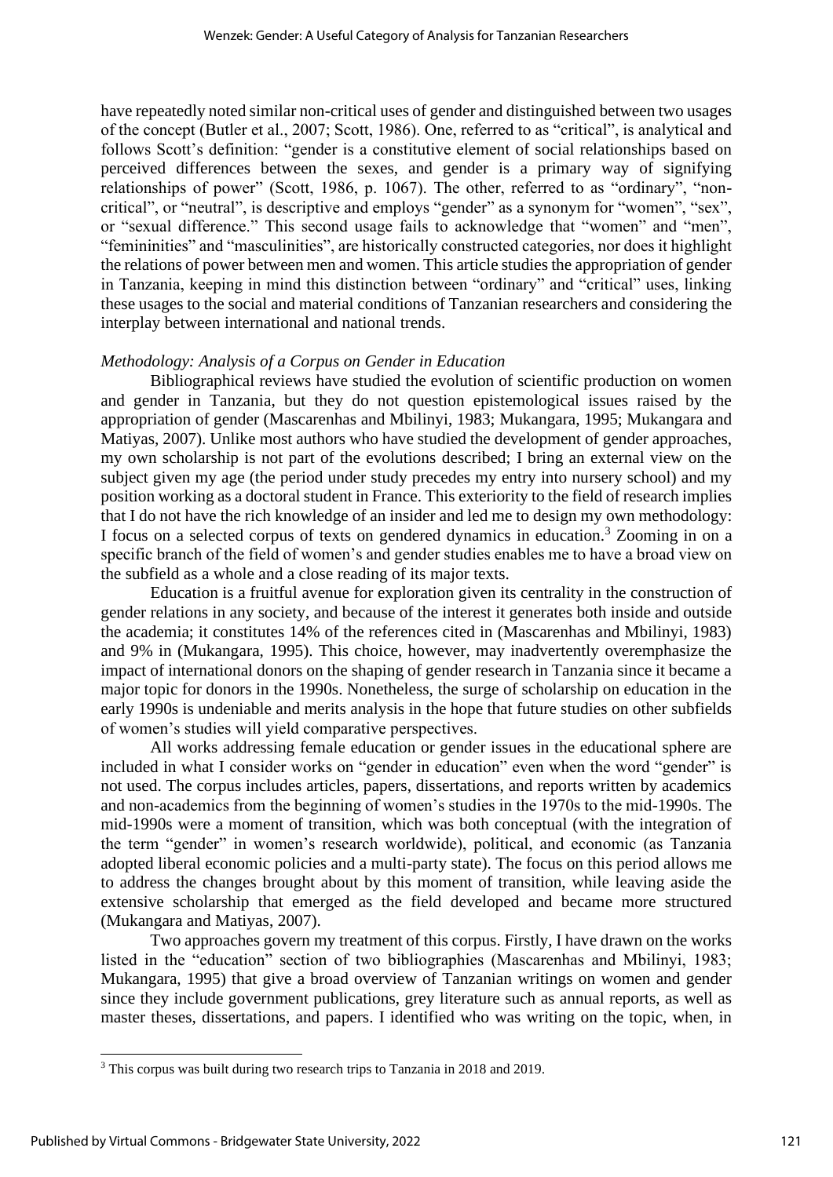have repeatedly noted similar non-critical uses of gender and distinguished between two usages of the concept (Butler et al., 2007; Scott, 1986). One, referred to as "critical", is analytical and follows Scott's definition: "gender is a constitutive element of social relationships based on perceived differences between the sexes, and gender is a primary way of signifying relationships of power" (Scott, 1986, p. 1067). The other, referred to as "ordinary", "non-critical", or "neutral", is descriptive and employs "gender" as a synonym for "women", "sex", or "sexual difference." This second usage fails to acknowledge that "women" and "men", "femininities" and "masculinities", are historically constructed categories, nor does it highlight the relations of power between men and women. This article studies the appropriation of gender in Tanzania, keeping in mind this distinction between "ordinary" and "critical" uses, linking these usages to the social and material conditions of Tanzanian researchers and considering the interplay between international and national trends.

*Methodology: Analysis of a Corpus on Gender in Education*

Bibliographical reviews have studied the evolution of scientific production on women and gender in Tanzania, but they do not question epistemological issues raised by the appropriation of gender (Mascarenhas and Mbilinyi, 1983; Mukangara, 1995; Mukangara and Matiyas, 2007). Unlike most authors who have studied the development of gender approaches, my own scholarship is not part of the evolutions described; I bring an external view on the subject given my age (the period under study precedes my entry into nursery school) and my position working as a doctoral student in France. This exteriority to the field of research implies that I do not have the rich knowledge of an insider and led me to design my own methodology: I focus on a selected corpus of texts on gendered dynamics in education.[3] Zooming in on a specific branch of the field of women's and gender studies enables me to have a broad view on the subfield as a whole and a close reading of its major texts.

Education is a fruitful avenue for exploration given its centrality in the construction of gender relations in any society, and because of the interest it generates both inside and outside the academia; it constitutes 14% of the references cited in (Mascarenhas and Mbilinyi, 1983) and 9% in (Mukangara, 1995). This choice, however, may inadvertently overemphasize the impact of international donors on the shaping of gender research in Tanzania since it became a major topic for donors in the 1990s. Nonetheless, the surge of scholarship on education in the early 1990s is undeniable and merits analysis in the hope that future studies on other subfields of women's studies will yield comparative perspectives.

All works addressing female education or gender issues in the educational sphere are included in what I consider works on "gender in education" even when the word "gender" is not used. The corpus includes articles, papers, dissertations, and reports written by academics and non-academics from the beginning of women's studies in the 1970s to the mid-1990s. The mid-1990s were a moment of transition, which was both conceptual (with the integration of the term "gender" in women's research worldwide), political, and economic (as Tanzania adopted liberal economic policies and a multi-party state). The focus on this period allows me to address the changes brought about by this moment of transition, while leaving aside the extensive scholarship that emerged as the field developed and became more structured (Mukangara and Matiyas, 2007).

Two approaches govern my treatment of this corpus. Firstly, I have drawn on the works listed in the "education" section of two bibliographies (Mascarenhas and Mbilinyi, 1983; Mukangara, 1995) that give a broad overview of Tanzanian writings on women and gender since they include government publications, grey literature such as annual reports, as well as master theses, dissertations, and papers. I identified who was writing on the topic, when, in

[3] This corpus was built during two research trips to Tanzania in 2018 and 2019.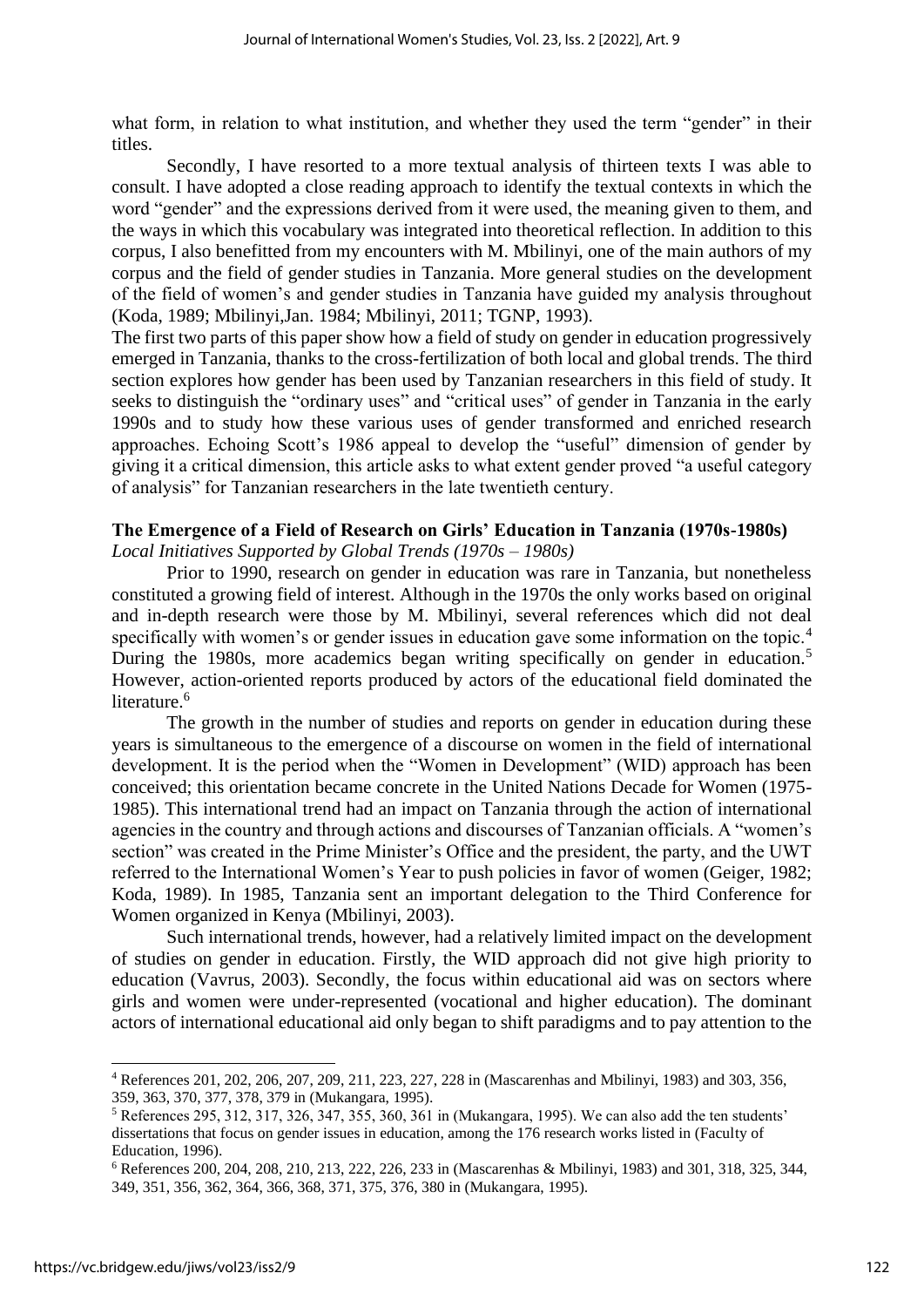what form, in relation to what institution, and whether they used the term "gender" in their titles.

Secondly, I have resorted to a more textual analysis of thirteen texts I was able to consult. I have adopted a close reading approach to identify the textual contexts in which the word "gender" and the expressions derived from it were used, the meaning given to them, and the ways in which this vocabulary was integrated into theoretical reflection. In addition to this corpus, I also benefitted from my encounters with M. Mbilinyi, one of the main authors of my corpus and the field of gender studies in Tanzania. More general studies on the development of the field of women's and gender studies in Tanzania have guided my analysis throughout (Koda, 1989; Mbilinyi,Jan. 1984; Mbilinyi, 2011; TGNP, 1993).

The first two parts of this paper show how a field of study on gender in education progressively emerged in Tanzania, thanks to the cross-fertilization of both local and global trends. The third section explores how gender has been used by Tanzanian researchers in this field of study. It seeks to distinguish the "ordinary uses" and "critical uses" of gender in Tanzania in the early 1990s and to study how these various uses of gender transformed and enriched research approaches. Echoing Scott's 1986 appeal to develop the "useful" dimension of gender by giving it a critical dimension, this article asks to what extent gender proved "a useful category of analysis" for Tanzanian researchers in the late twentieth century.

## The Emergence of a Field of Research on Girls' Education in Tanzania (1970s-1980s)

*Local Initiatives Supported by Global Trends (1970s – 1980s)*

Prior to 1990, research on gender in education was rare in Tanzania, but nonetheless constituted a growing field of interest. Although in the 1970s the only works based on original and in-depth research were those by M. Mbilinyi, several references which did not deal specifically with women's or gender issues in education gave some information on the topic.[4] During the 1980s, more academics began writing specifically on gender in education.[5] However, action-oriented reports produced by actors of the educational field dominated the literature.[6]

The growth in the number of studies and reports on gender in education during these years is simultaneous to the emergence of a discourse on women in the field of international development. It is the period when the "Women in Development" (WID) approach has been conceived; this orientation became concrete in the United Nations Decade for Women (1975-1985). This international trend had an impact on Tanzania through the action of international agencies in the country and through actions and discourses of Tanzanian officials. A "women's section" was created in the Prime Minister's Office and the president, the party, and the UWT referred to the International Women's Year to push policies in favor of women (Geiger, 1982; Koda, 1989). In 1985, Tanzania sent an important delegation to the Third Conference for Women organized in Kenya (Mbilinyi, 2003).

Such international trends, however, had a relatively limited impact on the development of studies on gender in education. Firstly, the WID approach did not give high priority to education (Vavrus, 2003). Secondly, the focus within educational aid was on sectors where girls and women were under-represented (vocational and higher education). The dominant actors of international educational aid only began to shift paradigms and to pay attention to the

---

[4] References 201, 202, 206, 207, 209, 211, 223, 227, 228 in (Mascarenhas and Mbilinyi, 1983) and 303, 356, 359, 363, 370, 377, 378, 379 in (Mukangara, 1995).

[5] References 295, 312, 317, 326, 347, 355, 360, 361 in (Mukangara, 1995). We can also add the ten students' dissertations that focus on gender issues in education, among the 176 research works listed in (Faculty of Education, 1996).

[6] References 200, 204, 208, 210, 213, 222, 226, 233 in (Mascarenhas & Mbilinyi, 1983) and 301, 318, 325, 344, 349, 351, 356, 362, 364, 366, 368, 371, 375, 376, 380 in (Mukangara, 1995).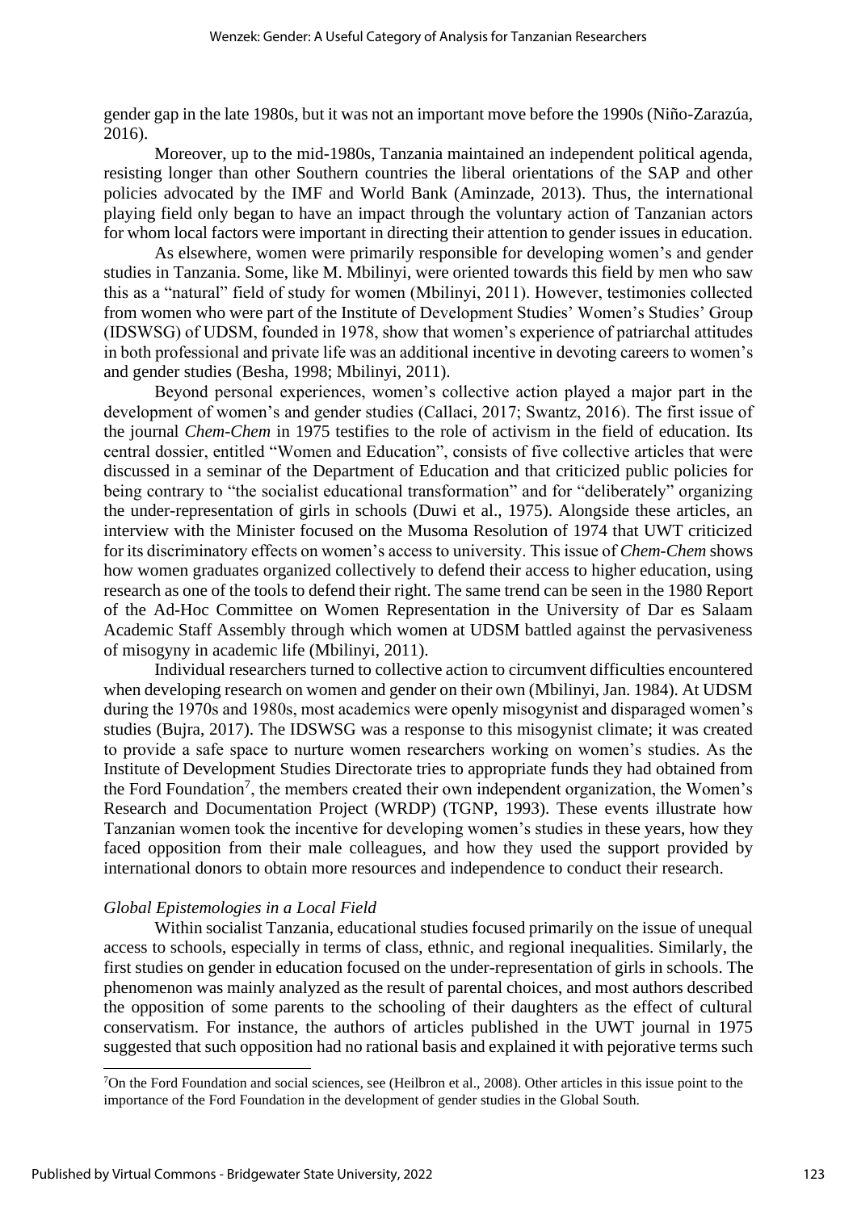gender gap in the late 1980s, but it was not an important move before the 1990s (Niño-Zarazúa, 2016).

Moreover, up to the mid-1980s, Tanzania maintained an independent political agenda, resisting longer than other Southern countries the liberal orientations of the SAP and other policies advocated by the IMF and World Bank (Aminzade, 2013). Thus, the international playing field only began to have an impact through the voluntary action of Tanzanian actors for whom local factors were important in directing their attention to gender issues in education.

As elsewhere, women were primarily responsible for developing women's and gender studies in Tanzania. Some, like M. Mbilinyi, were oriented towards this field by men who saw this as a "natural" field of study for women (Mbilinyi, 2011). However, testimonies collected from women who were part of the Institute of Development Studies' Women's Studies' Group (IDSWSG) of UDSM, founded in 1978, show that women's experience of patriarchal attitudes in both professional and private life was an additional incentive in devoting careers to women's and gender studies (Besha, 1998; Mbilinyi, 2011).

Beyond personal experiences, women's collective action played a major part in the development of women's and gender studies (Callaci, 2017; Swantz, 2016). The first issue of the journal *Chem-Chem* in 1975 testifies to the role of activism in the field of education. Its central dossier, entitled "Women and Education", consists of five collective articles that were discussed in a seminar of the Department of Education and that criticized public policies for being contrary to "the socialist educational transformation" and for "deliberately" organizing the under-representation of girls in schools (Duwi et al., 1975). Alongside these articles, an interview with the Minister focused on the Musoma Resolution of 1974 that UWT criticized for its discriminatory effects on women's access to university. This issue of *Chem-Chem* shows how women graduates organized collectively to defend their access to higher education, using research as one of the tools to defend their right. The same trend can be seen in the 1980 Report of the Ad-Hoc Committee on Women Representation in the University of Dar es Salaam Academic Staff Assembly through which women at UDSM battled against the pervasiveness of misogyny in academic life (Mbilinyi, 2011).

Individual researchers turned to collective action to circumvent difficulties encountered when developing research on women and gender on their own (Mbilinyi, Jan. 1984). At UDSM during the 1970s and 1980s, most academics were openly misogynist and disparaged women's studies (Bujra, 2017). The IDSWSG was a response to this misogynist climate; it was created to provide a safe space to nurture women researchers working on women's studies. As the Institute of Development Studies Directorate tries to appropriate funds they had obtained from the Ford Foundation[7], the members created their own independent organization, the Women's Research and Documentation Project (WRDP) (TGNP, 1993). These events illustrate how Tanzanian women took the incentive for developing women's studies in these years, how they faced opposition from their male colleagues, and how they used the support provided by international donors to obtain more resources and independence to conduct their research.

### *Global Epistemologies in a Local Field*

Within socialist Tanzania, educational studies focused primarily on the issue of unequal access to schools, especially in terms of class, ethnic, and regional inequalities. Similarly, the first studies on gender in education focused on the under-representation of girls in schools. The phenomenon was mainly analyzed as the result of parental choices, and most authors described the opposition of some parents to the schooling of their daughters as the effect of cultural conservatism. For instance, the authors of articles published in the UWT journal in 1975 suggested that such opposition had no rational basis and explained it with pejorative terms such

[7]On the Ford Foundation and social sciences, see (Heilbron et al., 2008). Other articles in this issue point to the importance of the Ford Foundation in the development of gender studies in the Global South.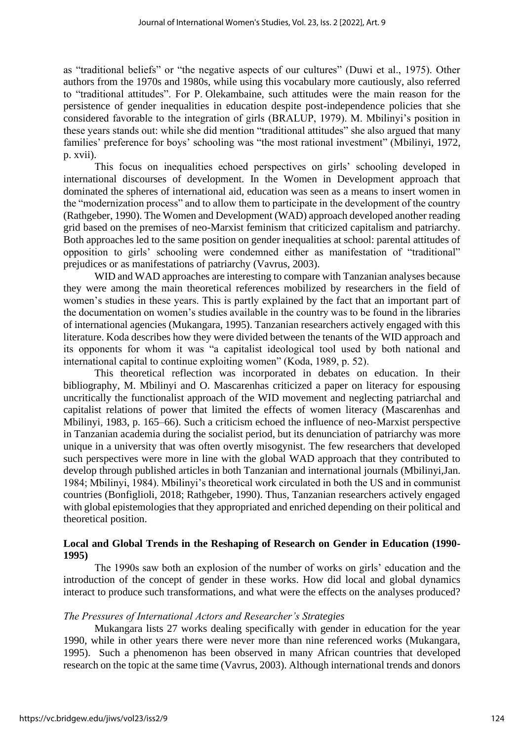as "traditional beliefs" or "the negative aspects of our cultures" (Duwi et al., 1975). Other authors from the 1970s and 1980s, while using this vocabulary more cautiously, also referred to "traditional attitudes". For P. Olekambaine, such attitudes were the main reason for the persistence of gender inequalities in education despite post-independence policies that she considered favorable to the integration of girls (BRALUP, 1979). M. Mbilinyi's position in these years stands out: while she did mention "traditional attitudes" she also argued that many families' preference for boys' schooling was "the most rational investment" (Mbilinyi, 1972, p. xvii).

This focus on inequalities echoed perspectives on girls' schooling developed in international discourses of development. In the Women in Development approach that dominated the spheres of international aid, education was seen as a means to insert women in the "modernization process" and to allow them to participate in the development of the country (Rathgeber, 1990). The Women and Development (WAD) approach developed another reading grid based on the premises of neo-Marxist feminism that criticized capitalism and patriarchy. Both approaches led to the same position on gender inequalities at school: parental attitudes of opposition to girls' schooling were condemned either as manifestation of "traditional" prejudices or as manifestations of patriarchy (Vavrus, 2003).

WID and WAD approaches are interesting to compare with Tanzanian analyses because they were among the main theoretical references mobilized by researchers in the field of women's studies in these years. This is partly explained by the fact that an important part of the documentation on women's studies available in the country was to be found in the libraries of international agencies (Mukangara, 1995). Tanzanian researchers actively engaged with this literature. Koda describes how they were divided between the tenants of the WID approach and its opponents for whom it was "a capitalist ideological tool used by both national and international capital to continue exploiting women" (Koda, 1989, p. 52).

This theoretical reflection was incorporated in debates on education. In their bibliography, M. Mbilinyi and O. Mascarenhas criticized a paper on literacy for espousing uncritically the functionalist approach of the WID movement and neglecting patriarchal and capitalist relations of power that limited the effects of women literacy (Mascarenhas and Mbilinyi, 1983, p. 165–66). Such a criticism echoed the influence of neo-Marxist perspective in Tanzanian academia during the socialist period, but its denunciation of patriarchy was more unique in a university that was often overtly misogynist. The few researchers that developed such perspectives were more in line with the global WAD approach that they contributed to develop through published articles in both Tanzanian and international journals (Mbilinyi,Jan. 1984; Mbilinyi, 1984). Mbilinyi's theoretical work circulated in both the US and in communist countries (Bonfiglioli, 2018; Rathgeber, 1990). Thus, Tanzanian researchers actively engaged with global epistemologies that they appropriated and enriched depending on their political and theoretical position.

## Local and Global Trends in the Reshaping of Research on Gender in Education (1990-1995)

The 1990s saw both an explosion of the number of works on girls' education and the introduction of the concept of gender in these works. How did local and global dynamics interact to produce such transformations, and what were the effects on the analyses produced?

### *The Pressures of International Actors and Researcher's Strategies*

Mukangara lists 27 works dealing specifically with gender in education for the year 1990, while in other years there were never more than nine referenced works (Mukangara, 1995). Such a phenomenon has been observed in many African countries that developed research on the topic at the same time (Vavrus, 2003). Although international trends and donors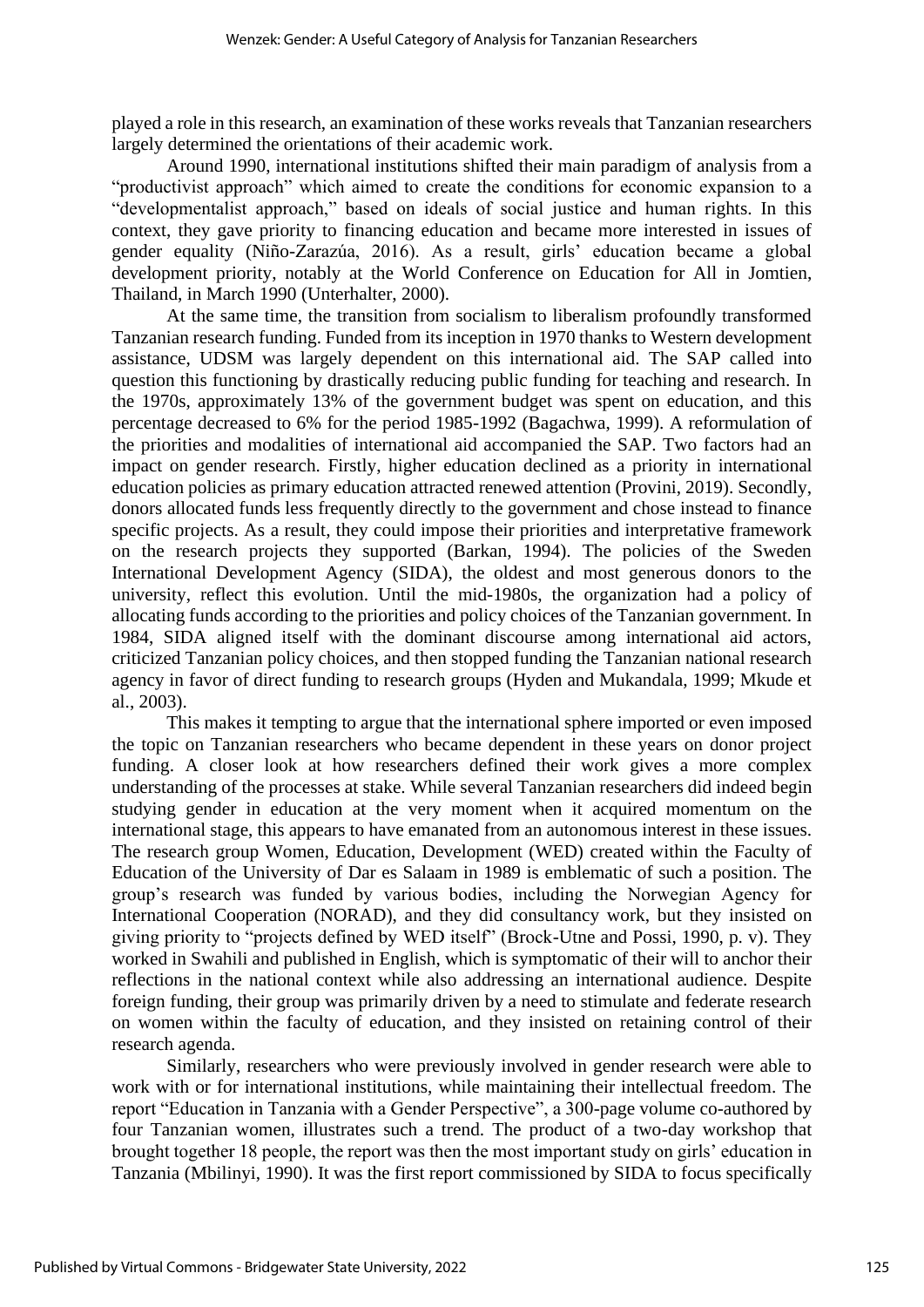played a role in this research, an examination of these works reveals that Tanzanian researchers largely determined the orientations of their academic work.

Around 1990, international institutions shifted their main paradigm of analysis from a "productivist approach" which aimed to create the conditions for economic expansion to a "developmentalist approach," based on ideals of social justice and human rights. In this context, they gave priority to financing education and became more interested in issues of gender equality (Niño-Zarazúa, 2016). As a result, girls' education became a global development priority, notably at the World Conference on Education for All in Jomtien, Thailand, in March 1990 (Unterhalter, 2000).

At the same time, the transition from socialism to liberalism profoundly transformed Tanzanian research funding. Funded from its inception in 1970 thanks to Western development assistance, UDSM was largely dependent on this international aid. The SAP called into question this functioning by drastically reducing public funding for teaching and research. In the 1970s, approximately 13% of the government budget was spent on education, and this percentage decreased to 6% for the period 1985-1992 (Bagachwa, 1999). A reformulation of the priorities and modalities of international aid accompanied the SAP. Two factors had an impact on gender research. Firstly, higher education declined as a priority in international education policies as primary education attracted renewed attention (Provini, 2019). Secondly, donors allocated funds less frequently directly to the government and chose instead to finance specific projects. As a result, they could impose their priorities and interpretative framework on the research projects they supported (Barkan, 1994). The policies of the Sweden International Development Agency (SIDA), the oldest and most generous donors to the university, reflect this evolution. Until the mid-1980s, the organization had a policy of allocating funds according to the priorities and policy choices of the Tanzanian government. In 1984, SIDA aligned itself with the dominant discourse among international aid actors, criticized Tanzanian policy choices, and then stopped funding the Tanzanian national research agency in favor of direct funding to research groups (Hyden and Mukandala, 1999; Mkude et al., 2003).

This makes it tempting to argue that the international sphere imported or even imposed the topic on Tanzanian researchers who became dependent in these years on donor project funding. A closer look at how researchers defined their work gives a more complex understanding of the processes at stake. While several Tanzanian researchers did indeed begin studying gender in education at the very moment when it acquired momentum on the international stage, this appears to have emanated from an autonomous interest in these issues. The research group Women, Education, Development (WED) created within the Faculty of Education of the University of Dar es Salaam in 1989 is emblematic of such a position. The group's research was funded by various bodies, including the Norwegian Agency for International Cooperation (NORAD), and they did consultancy work, but they insisted on giving priority to "projects defined by WED itself" (Brock-Utne and Possi, 1990, p. v). They worked in Swahili and published in English, which is symptomatic of their will to anchor their reflections in the national context while also addressing an international audience. Despite foreign funding, their group was primarily driven by a need to stimulate and federate research on women within the faculty of education, and they insisted on retaining control of their research agenda.

Similarly, researchers who were previously involved in gender research were able to work with or for international institutions, while maintaining their intellectual freedom. The report "Education in Tanzania with a Gender Perspective", a 300-page volume co-authored by four Tanzanian women, illustrates such a trend. The product of a two-day workshop that brought together 18 people, the report was then the most important study on girls' education in Tanzania (Mbilinyi, 1990). It was the first report commissioned by SIDA to focus specifically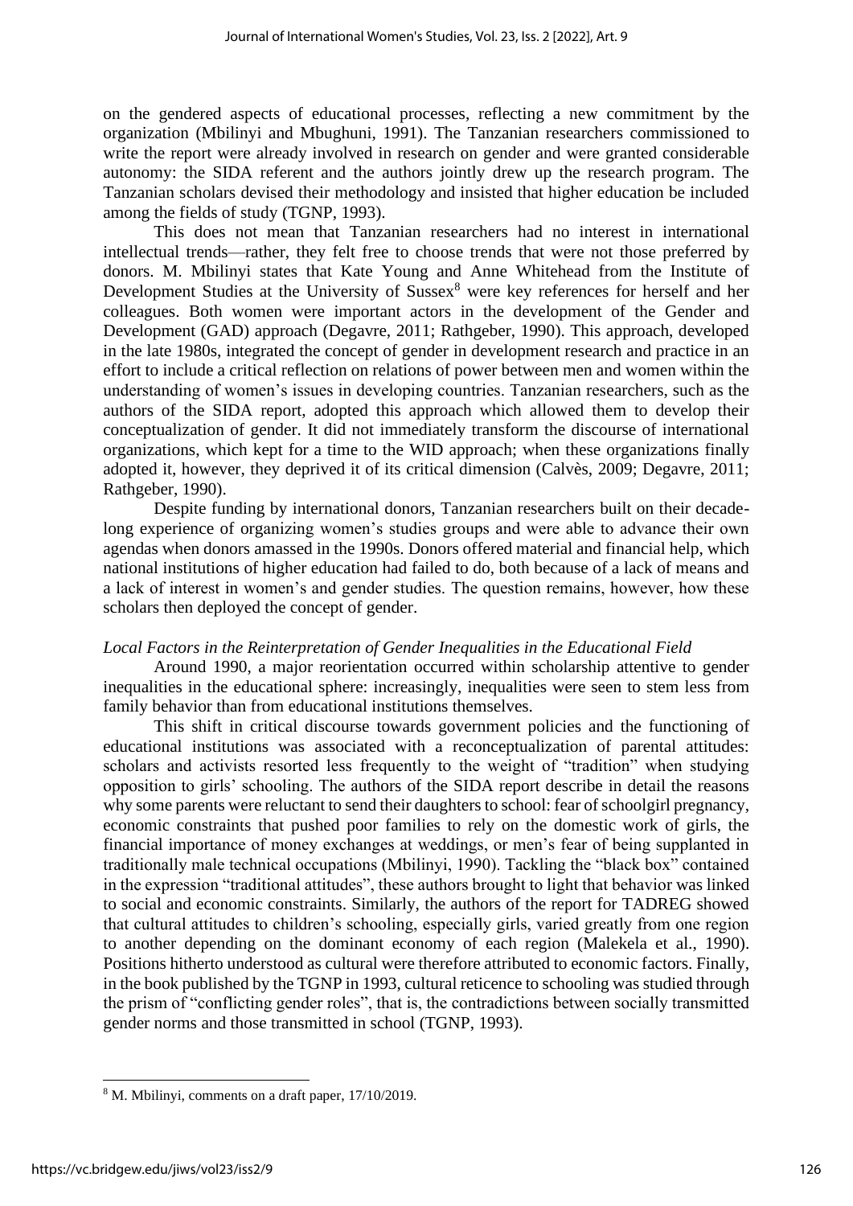on the gendered aspects of educational processes, reflecting a new commitment by the organization (Mbilinyi and Mbughuni, 1991). The Tanzanian researchers commissioned to write the report were already involved in research on gender and were granted considerable autonomy: the SIDA referent and the authors jointly drew up the research program. The Tanzanian scholars devised their methodology and insisted that higher education be included among the fields of study (TGNP, 1993).

This does not mean that Tanzanian researchers had no interest in international intellectual trends—rather, they felt free to choose trends that were not those preferred by donors. M. Mbilinyi states that Kate Young and Anne Whitehead from the Institute of Development Studies at the University of Sussex[8] were key references for herself and her colleagues. Both women were important actors in the development of the Gender and Development (GAD) approach (Degavre, 2011; Rathgeber, 1990). This approach, developed in the late 1980s, integrated the concept of gender in development research and practice in an effort to include a critical reflection on relations of power between men and women within the understanding of women's issues in developing countries. Tanzanian researchers, such as the authors of the SIDA report, adopted this approach which allowed them to develop their conceptualization of gender. It did not immediately transform the discourse of international organizations, which kept for a time to the WID approach; when these organizations finally adopted it, however, they deprived it of its critical dimension (Calvès, 2009; Degavre, 2011; Rathgeber, 1990).

Despite funding by international donors, Tanzanian researchers built on their decade-long experience of organizing women's studies groups and were able to advance their own agendas when donors amassed in the 1990s. Donors offered material and financial help, which national institutions of higher education had failed to do, both because of a lack of means and a lack of interest in women's and gender studies. The question remains, however, how these scholars then deployed the concept of gender.

*Local Factors in the Reinterpretation of Gender Inequalities in the Educational Field*

Around 1990, a major reorientation occurred within scholarship attentive to gender inequalities in the educational sphere: increasingly, inequalities were seen to stem less from family behavior than from educational institutions themselves.

This shift in critical discourse towards government policies and the functioning of educational institutions was associated with a reconceptualization of parental attitudes: scholars and activists resorted less frequently to the weight of "tradition" when studying opposition to girls' schooling. The authors of the SIDA report describe in detail the reasons why some parents were reluctant to send their daughters to school: fear of schoolgirl pregnancy, economic constraints that pushed poor families to rely on the domestic work of girls, the financial importance of money exchanges at weddings, or men's fear of being supplanted in traditionally male technical occupations (Mbilinyi, 1990). Tackling the "black box" contained in the expression "traditional attitudes", these authors brought to light that behavior was linked to social and economic constraints. Similarly, the authors of the report for TADREG showed that cultural attitudes to children's schooling, especially girls, varied greatly from one region to another depending on the dominant economy of each region (Malekela et al., 1990). Positions hitherto understood as cultural were therefore attributed to economic factors. Finally, in the book published by the TGNP in 1993, cultural reticence to schooling was studied through the prism of "conflicting gender roles", that is, the contradictions between socially transmitted gender norms and those transmitted in school (TGNP, 1993).

---

[8] M. Mbilinyi, comments on a draft paper, 17/10/2019.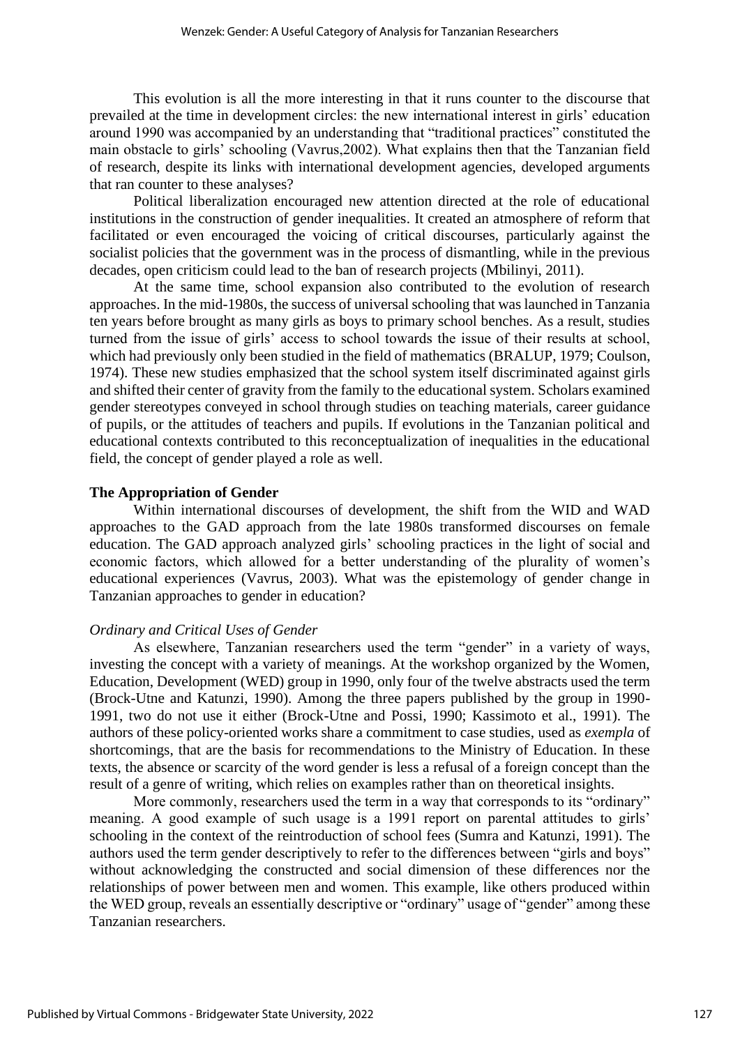This evolution is all the more interesting in that it runs counter to the discourse that prevailed at the time in development circles: the new international interest in girls' education around 1990 was accompanied by an understanding that "traditional practices" constituted the main obstacle to girls' schooling (Vavrus,2002). What explains then that the Tanzanian field of research, despite its links with international development agencies, developed arguments that ran counter to these analyses?

Political liberalization encouraged new attention directed at the role of educational institutions in the construction of gender inequalities. It created an atmosphere of reform that facilitated or even encouraged the voicing of critical discourses, particularly against the socialist policies that the government was in the process of dismantling, while in the previous decades, open criticism could lead to the ban of research projects (Mbilinyi, 2011).

At the same time, school expansion also contributed to the evolution of research approaches. In the mid-1980s, the success of universal schooling that was launched in Tanzania ten years before brought as many girls as boys to primary school benches. As a result, studies turned from the issue of girls' access to school towards the issue of their results at school, which had previously only been studied in the field of mathematics (BRALUP, 1979; Coulson, 1974). These new studies emphasized that the school system itself discriminated against girls and shifted their center of gravity from the family to the educational system. Scholars examined gender stereotypes conveyed in school through studies on teaching materials, career guidance of pupils, or the attitudes of teachers and pupils. If evolutions in the Tanzanian political and educational contexts contributed to this reconceptualization of inequalities in the educational field, the concept of gender played a role as well.

**The Appropriation of Gender**

Within international discourses of development, the shift from the WID and WAD approaches to the GAD approach from the late 1980s transformed discourses on female education. The GAD approach analyzed girls' schooling practices in the light of social and economic factors, which allowed for a better understanding of the plurality of women's educational experiences (Vavrus, 2003). What was the epistemology of gender change in Tanzanian approaches to gender in education?

*Ordinary and Critical Uses of Gender*

As elsewhere, Tanzanian researchers used the term "gender" in a variety of ways, investing the concept with a variety of meanings. At the workshop organized by the Women, Education, Development (WED) group in 1990, only four of the twelve abstracts used the term (Brock-Utne and Katunzi, 1990). Among the three papers published by the group in 1990-1991, two do not use it either (Brock-Utne and Possi, 1990; Kassimoto et al., 1991). The authors of these policy-oriented works share a commitment to case studies, used as *exempla* of shortcomings, that are the basis for recommendations to the Ministry of Education. In these texts, the absence or scarcity of the word gender is less a refusal of a foreign concept than the result of a genre of writing, which relies on examples rather than on theoretical insights.

More commonly, researchers used the term in a way that corresponds to its "ordinary" meaning. A good example of such usage is a 1991 report on parental attitudes to girls' schooling in the context of the reintroduction of school fees (Sumra and Katunzi, 1991). The authors used the term gender descriptively to refer to the differences between "girls and boys" without acknowledging the constructed and social dimension of these differences nor the relationships of power between men and women. This example, like others produced within the WED group, reveals an essentially descriptive or "ordinary" usage of "gender" among these Tanzanian researchers.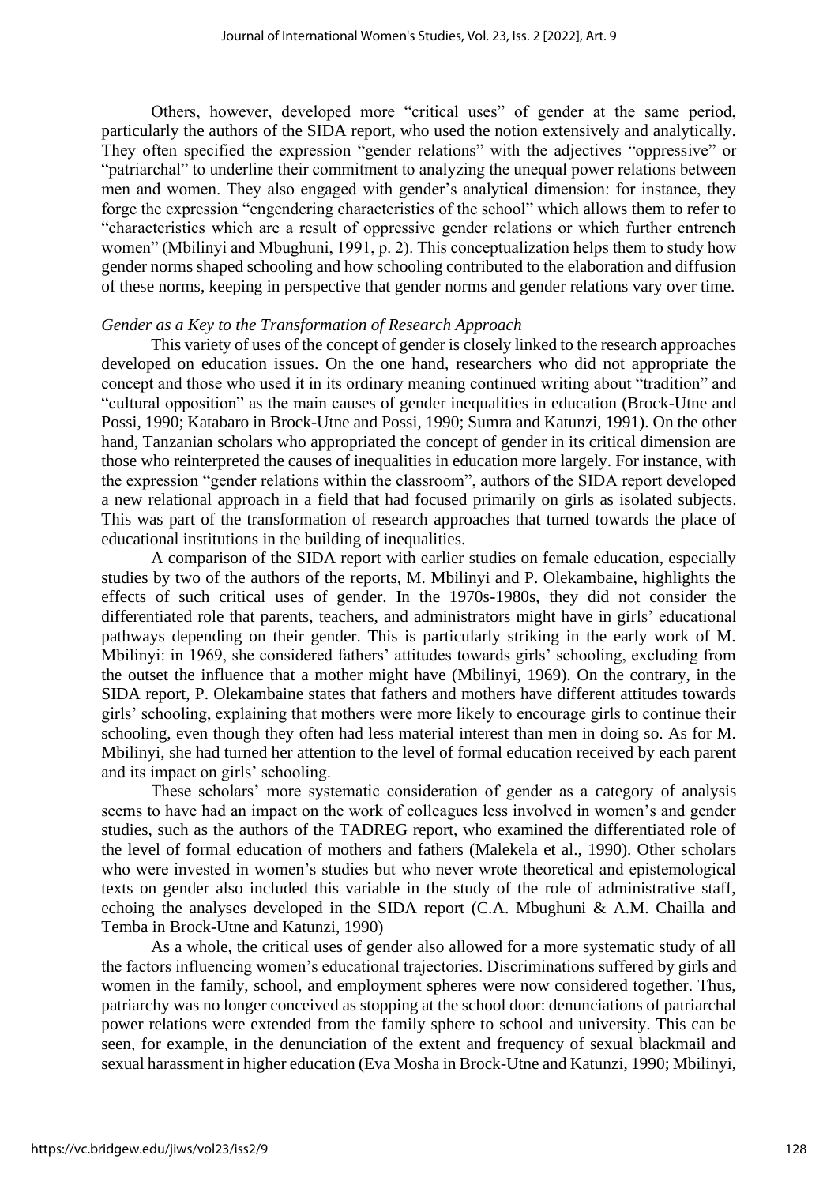Others, however, developed more "critical uses" of gender at the same period, particularly the authors of the SIDA report, who used the notion extensively and analytically. They often specified the expression "gender relations" with the adjectives "oppressive" or "patriarchal" to underline their commitment to analyzing the unequal power relations between men and women. They also engaged with gender's analytical dimension: for instance, they forge the expression "engendering characteristics of the school" which allows them to refer to "characteristics which are a result of oppressive gender relations or which further entrench women" (Mbilinyi and Mbughuni, 1991, p. 2). This conceptualization helps them to study how gender norms shaped schooling and how schooling contributed to the elaboration and diffusion of these norms, keeping in perspective that gender norms and gender relations vary over time.

*Gender as a Key to the Transformation of Research Approach*

This variety of uses of the concept of gender is closely linked to the research approaches developed on education issues. On the one hand, researchers who did not appropriate the concept and those who used it in its ordinary meaning continued writing about "tradition" and "cultural opposition" as the main causes of gender inequalities in education (Brock-Utne and Possi, 1990; Katabaro in Brock-Utne and Possi, 1990; Sumra and Katunzi, 1991). On the other hand, Tanzanian scholars who appropriated the concept of gender in its critical dimension are those who reinterpreted the causes of inequalities in education more largely. For instance, with the expression "gender relations within the classroom", authors of the SIDA report developed a new relational approach in a field that had focused primarily on girls as isolated subjects. This was part of the transformation of research approaches that turned towards the place of educational institutions in the building of inequalities.

A comparison of the SIDA report with earlier studies on female education, especially studies by two of the authors of the reports, M. Mbilinyi and P. Olekambaine, highlights the effects of such critical uses of gender. In the 1970s-1980s, they did not consider the differentiated role that parents, teachers, and administrators might have in girls' educational pathways depending on their gender. This is particularly striking in the early work of M. Mbilinyi: in 1969, she considered fathers' attitudes towards girls' schooling, excluding from the outset the influence that a mother might have (Mbilinyi, 1969). On the contrary, in the SIDA report, P. Olekambaine states that fathers and mothers have different attitudes towards girls' schooling, explaining that mothers were more likely to encourage girls to continue their schooling, even though they often had less material interest than men in doing so. As for M. Mbilinyi, she had turned her attention to the level of formal education received by each parent and its impact on girls' schooling.

These scholars' more systematic consideration of gender as a category of analysis seems to have had an impact on the work of colleagues less involved in women's and gender studies, such as the authors of the TADREG report, who examined the differentiated role of the level of formal education of mothers and fathers (Malekela et al., 1990). Other scholars who were invested in women's studies but who never wrote theoretical and epistemological texts on gender also included this variable in the study of the role of administrative staff, echoing the analyses developed in the SIDA report (C.A. Mbughuni & A.M. Chailla and Temba in Brock-Utne and Katunzi, 1990)

As a whole, the critical uses of gender also allowed for a more systematic study of all the factors influencing women's educational trajectories. Discriminations suffered by girls and women in the family, school, and employment spheres were now considered together. Thus, patriarchy was no longer conceived as stopping at the school door: denunciations of patriarchal power relations were extended from the family sphere to school and university. This can be seen, for example, in the denunciation of the extent and frequency of sexual blackmail and sexual harassment in higher education (Eva Mosha in Brock-Utne and Katunzi, 1990; Mbilinyi,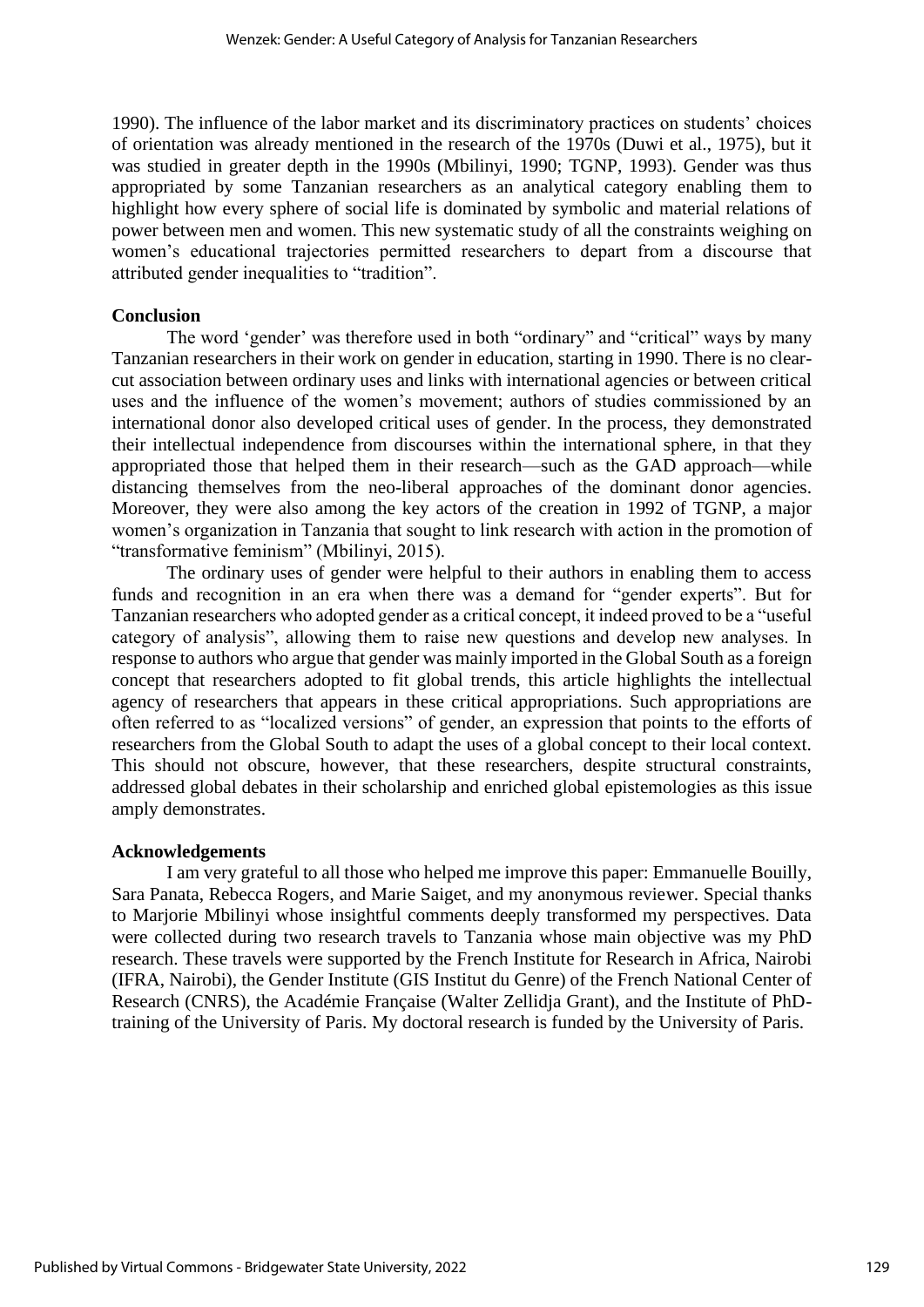1990). The influence of the labor market and its discriminatory practices on students' choices of orientation was already mentioned in the research of the 1970s (Duwi et al., 1975), but it was studied in greater depth in the 1990s (Mbilinyi, 1990; TGNP, 1993). Gender was thus appropriated by some Tanzanian researchers as an analytical category enabling them to highlight how every sphere of social life is dominated by symbolic and material relations of power between men and women. This new systematic study of all the constraints weighing on women's educational trajectories permitted researchers to depart from a discourse that attributed gender inequalities to "tradition".

## Conclusion

The word 'gender' was therefore used in both "ordinary" and "critical" ways by many Tanzanian researchers in their work on gender in education, starting in 1990. There is no clear-cut association between ordinary uses and links with international agencies or between critical uses and the influence of the women's movement; authors of studies commissioned by an international donor also developed critical uses of gender. In the process, they demonstrated their intellectual independence from discourses within the international sphere, in that they appropriated those that helped them in their research—such as the GAD approach—while distancing themselves from the neo-liberal approaches of the dominant donor agencies. Moreover, they were also among the key actors of the creation in 1992 of TGNP, a major women's organization in Tanzania that sought to link research with action in the promotion of "transformative feminism" (Mbilinyi, 2015).

The ordinary uses of gender were helpful to their authors in enabling them to access funds and recognition in an era when there was a demand for "gender experts". But for Tanzanian researchers who adopted gender as a critical concept, it indeed proved to be a "useful category of analysis", allowing them to raise new questions and develop new analyses. In response to authors who argue that gender was mainly imported in the Global South as a foreign concept that researchers adopted to fit global trends, this article highlights the intellectual agency of researchers that appears in these critical appropriations. Such appropriations are often referred to as "localized versions" of gender, an expression that points to the efforts of researchers from the Global South to adapt the uses of a global concept to their local context. This should not obscure, however, that these researchers, despite structural constraints, addressed global debates in their scholarship and enriched global epistemologies as this issue amply demonstrates.

## Acknowledgements

I am very grateful to all those who helped me improve this paper: Emmanuelle Bouilly, Sara Panata, Rebecca Rogers, and Marie Saiget, and my anonymous reviewer. Special thanks to Marjorie Mbilinyi whose insightful comments deeply transformed my perspectives. Data were collected during two research travels to Tanzania whose main objective was my PhD research. These travels were supported by the French Institute for Research in Africa, Nairobi (IFRA, Nairobi), the Gender Institute (GIS Institut du Genre) of the French National Center of Research (CNRS), the Académie Française (Walter Zellidja Grant), and the Institute of PhD-training of the University of Paris. My doctoral research is funded by the University of Paris.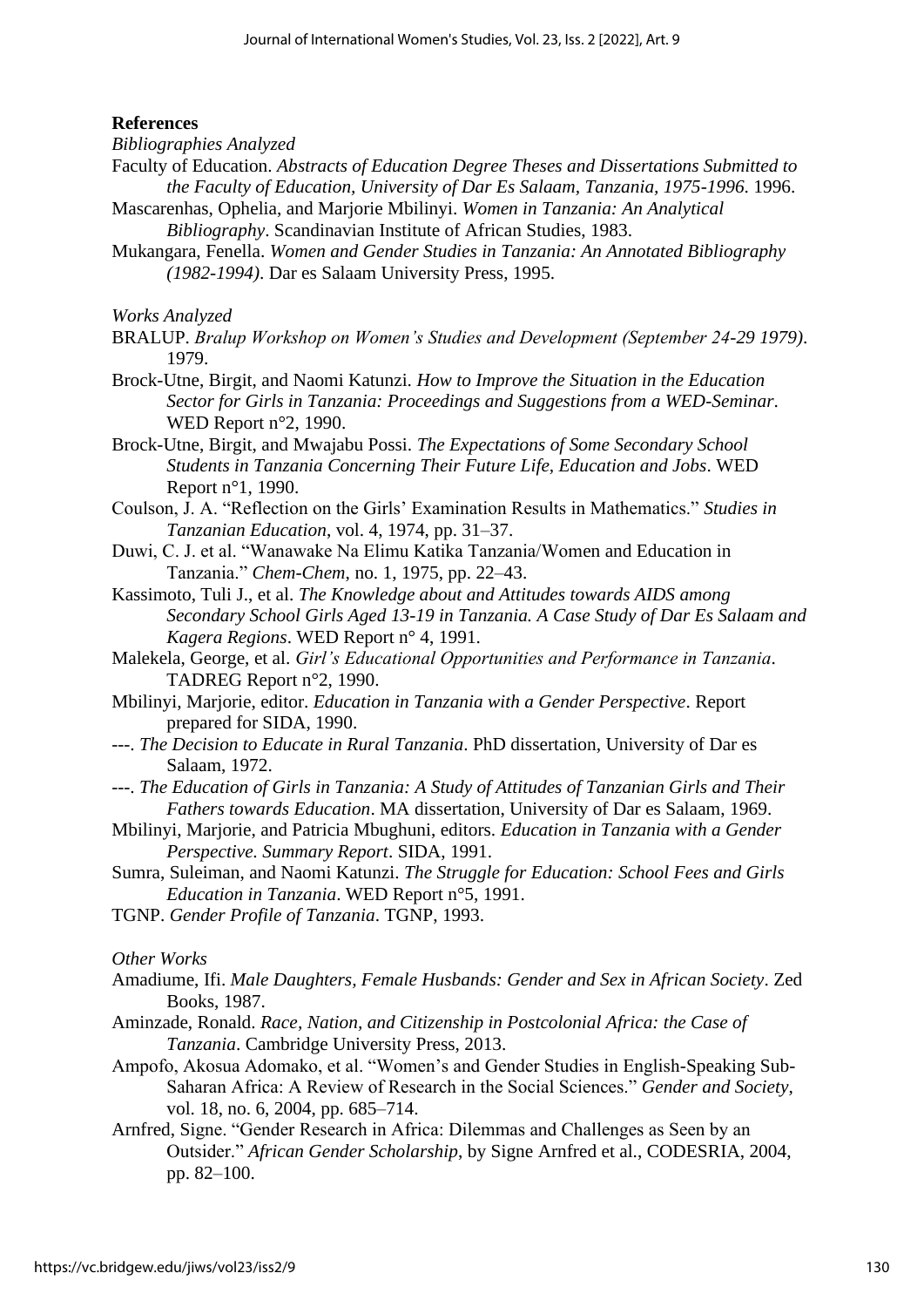**References**

*Bibliographies Analyzed*

Faculty of Education. *Abstracts of Education Degree Theses and Dissertations Submitted to the Faculty of Education, University of Dar Es Salaam, Tanzania, 1975-1996*. 1996.

Mascarenhas, Ophelia, and Marjorie Mbilinyi. *Women in Tanzania: An Analytical Bibliography*. Scandinavian Institute of African Studies, 1983.

Mukangara, Fenella. *Women and Gender Studies in Tanzania: An Annotated Bibliography (1982-1994)*. Dar es Salaam University Press, 1995.

*Works Analyzed*

BRALUP. *Bralup Workshop on Women's Studies and Development (September 24-29 1979)*. 1979.

Brock-Utne, Birgit, and Naomi Katunzi. *How to Improve the Situation in the Education Sector for Girls in Tanzania: Proceedings and Suggestions from a WED-Seminar*. WED Report n°2, 1990.

Brock-Utne, Birgit, and Mwajabu Possi. *The Expectations of Some Secondary School Students in Tanzania Concerning Their Future Life, Education and Jobs*. WED Report n°1, 1990.

Coulson, J. A. "Reflection on the Girls' Examination Results in Mathematics." *Studies in Tanzanian Education*, vol. 4, 1974, pp. 31–37.

Duwi, C. J. et al. "Wanawake Na Elimu Katika Tanzania/Women and Education in Tanzania." *Chem-Chem*, no. 1, 1975, pp. 22–43.

Kassimoto, Tuli J., et al. *The Knowledge about and Attitudes towards AIDS among Secondary School Girls Aged 13-19 in Tanzania. A Case Study of Dar Es Salaam and Kagera Regions*. WED Report n° 4, 1991.

Malekela, George, et al. *Girl's Educational Opportunities and Performance in Tanzania*. TADREG Report n°2, 1990.

Mbilinyi, Marjorie, editor. *Education in Tanzania with a Gender Perspective*. Report prepared for SIDA, 1990.

---. *The Decision to Educate in Rural Tanzania*. PhD dissertation, University of Dar es Salaam, 1972.

---. *The Education of Girls in Tanzania: A Study of Attitudes of Tanzanian Girls and Their Fathers towards Education*. MA dissertation, University of Dar es Salaam, 1969.

Mbilinyi, Marjorie, and Patricia Mbughuni, editors. *Education in Tanzania with a Gender Perspective. Summary Report*. SIDA, 1991.

Sumra, Suleiman, and Naomi Katunzi. *The Struggle for Education: School Fees and Girls Education in Tanzania*. WED Report n°5, 1991.

TGNP. *Gender Profile of Tanzania*. TGNP, 1993.

*Other Works*

Amadiume, Ifi. *Male Daughters, Female Husbands: Gender and Sex in African Society*. Zed Books, 1987.

Aminzade, Ronald. *Race, Nation, and Citizenship in Postcolonial Africa: the Case of Tanzania*. Cambridge University Press, 2013.

Ampofo, Akosua Adomako, et al. "Women's and Gender Studies in English-Speaking Sub-Saharan Africa: A Review of Research in the Social Sciences." *Gender and Society*, vol. 18, no. 6, 2004, pp. 685–714.

Arnfred, Signe. "Gender Research in Africa: Dilemmas and Challenges as Seen by an Outsider." *African Gender Scholarship*, by Signe Arnfred et al., CODESRIA, 2004, pp. 82–100.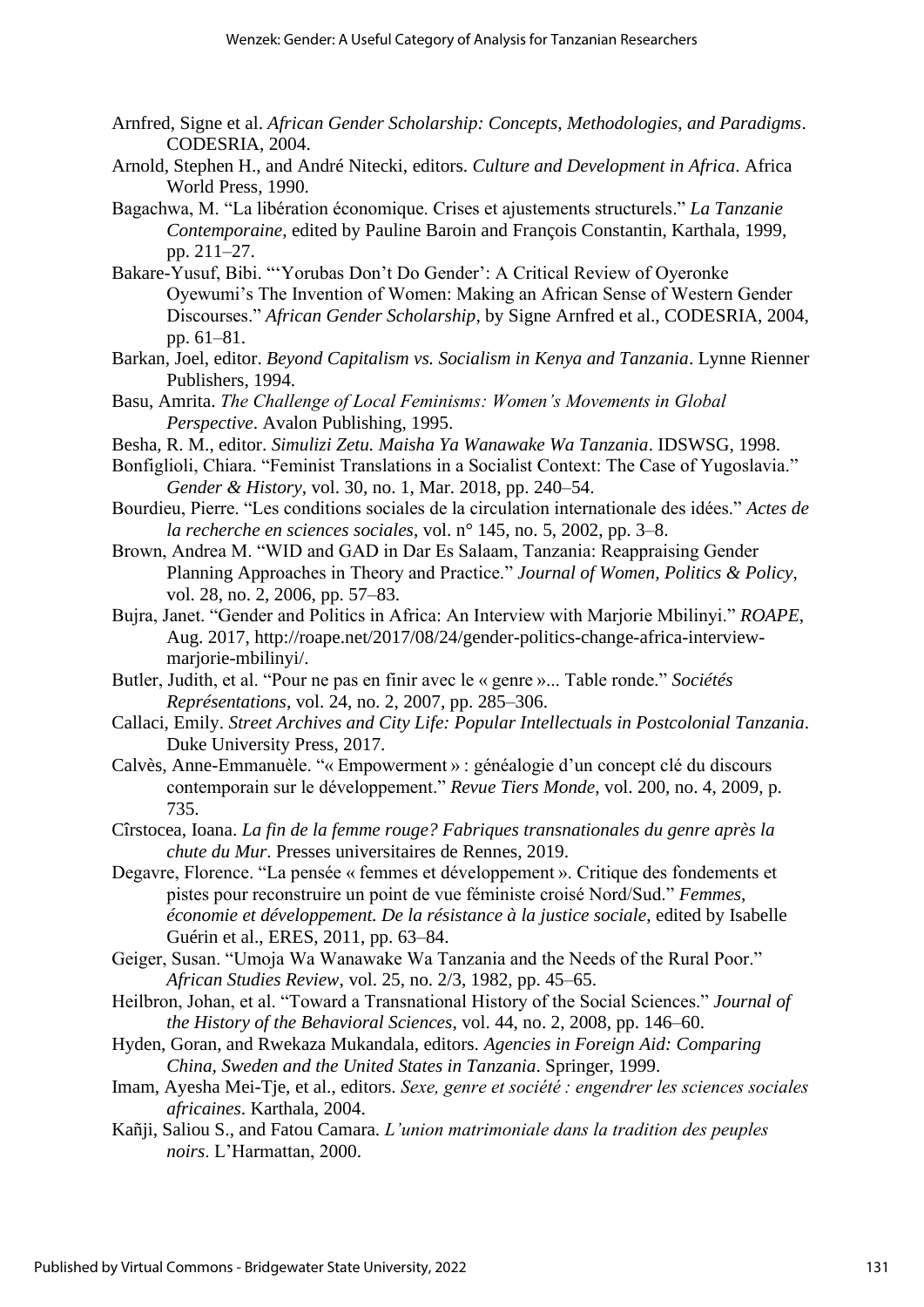Arnfred, Signe et al. *African Gender Scholarship: Concepts, Methodologies, and Paradigms*. CODESRIA, 2004.

Arnold, Stephen H., and André Nitecki, editors. *Culture and Development in Africa*. Africa World Press, 1990.

Bagachwa, M. "La libération économique. Crises et ajustements structurels." *La Tanzanie Contemporaine*, edited by Pauline Baroin and François Constantin, Karthala, 1999, pp. 211–27.

Bakare-Yusuf, Bibi. "'Yorubas Don't Do Gender': A Critical Review of Oyeronke Oyewumi's The Invention of Women: Making an African Sense of Western Gender Discourses." *African Gender Scholarship*, by Signe Arnfred et al., CODESRIA, 2004, pp. 61–81.

Barkan, Joel, editor. *Beyond Capitalism vs. Socialism in Kenya and Tanzania*. Lynne Rienner Publishers, 1994.

Basu, Amrita. *The Challenge of Local Feminisms: Women's Movements in Global Perspective*. Avalon Publishing, 1995.

Besha, R. M., editor. *Simulizi Zetu. Maisha Ya Wanawake Wa Tanzania*. IDSWSG, 1998.

Bonfiglioli, Chiara. "Feminist Translations in a Socialist Context: The Case of Yugoslavia." *Gender & History*, vol. 30, no. 1, Mar. 2018, pp. 240–54.

Bourdieu, Pierre. "Les conditions sociales de la circulation internationale des idées." *Actes de la recherche en sciences sociales*, vol. n° 145, no. 5, 2002, pp. 3–8.

Brown, Andrea M. "WID and GAD in Dar Es Salaam, Tanzania: Reappraising Gender Planning Approaches in Theory and Practice." *Journal of Women, Politics & Policy*, vol. 28, no. 2, 2006, pp. 57–83.

Bujra, Janet. "Gender and Politics in Africa: An Interview with Marjorie Mbilinyi." *ROAPE*, Aug. 2017, http://roape.net/2017/08/24/gender-politics-change-africa-interview-marjorie-mbilinyi/.

Butler, Judith, et al. "Pour ne pas en finir avec le « genre »... Table ronde." *Sociétés Représentations*, vol. 24, no. 2, 2007, pp. 285–306.

Callaci, Emily. *Street Archives and City Life: Popular Intellectuals in Postcolonial Tanzania*. Duke University Press, 2017.

Calvès, Anne-Emmanuèle. "« Empowerment » : généalogie d'un concept clé du discours contemporain sur le développement." *Revue Tiers Monde*, vol. 200, no. 4, 2009, p. 735.

Cîrstocea, Ioana. *La fin de la femme rouge? Fabriques transnationales du genre après la chute du Mur*. Presses universitaires de Rennes, 2019.

Degavre, Florence. "La pensée « femmes et développement ». Critique des fondements et pistes pour reconstruire un point de vue féministe croisé Nord/Sud." *Femmes, économie et développement. De la résistance à la justice sociale*, edited by Isabelle Guérin et al., ERES, 2011, pp. 63–84.

Geiger, Susan. "Umoja Wa Wanawake Wa Tanzania and the Needs of the Rural Poor." *African Studies Review*, vol. 25, no. 2/3, 1982, pp. 45–65.

Heilbron, Johan, et al. "Toward a Transnational History of the Social Sciences." *Journal of the History of the Behavioral Sciences*, vol. 44, no. 2, 2008, pp. 146–60.

Hyden, Goran, and Rwekaza Mukandala, editors. *Agencies in Foreign Aid: Comparing China, Sweden and the United States in Tanzania*. Springer, 1999.

Imam, Ayesha Mei-Tje, et al., editors. *Sexe, genre et société : engendrer les sciences sociales africaines*. Karthala, 2004.

Kañji, Saliou S., and Fatou Camara. *L'union matrimoniale dans la tradition des peuples noirs*. L'Harmattan, 2000.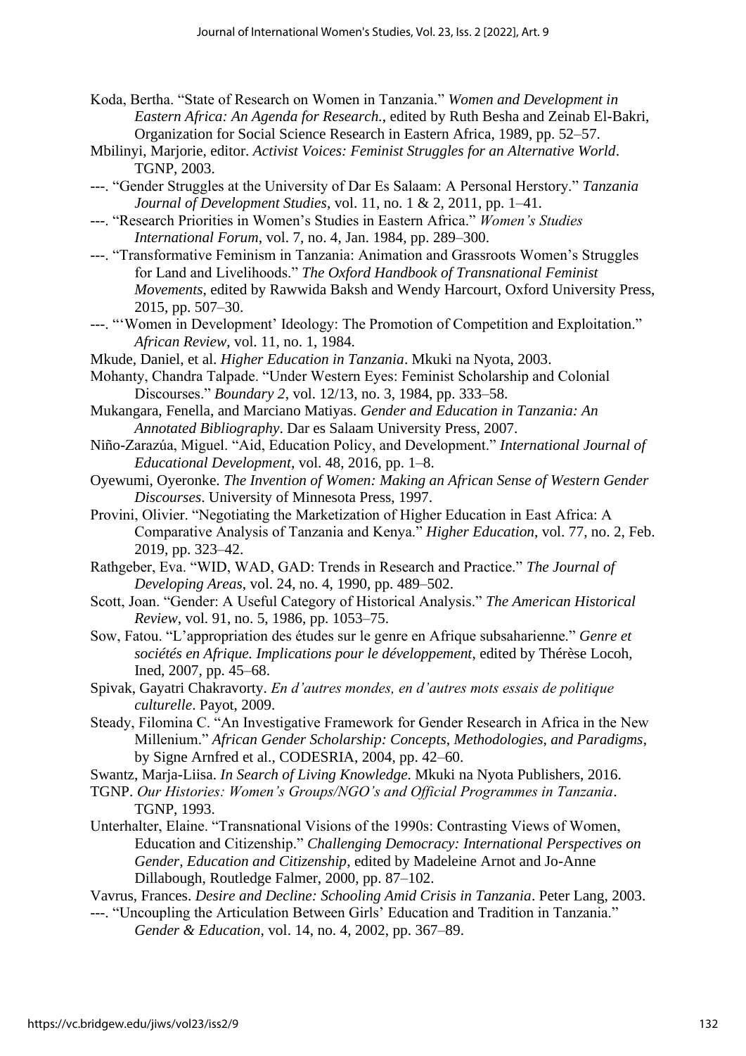Koda, Bertha. "State of Research on Women in Tanzania." *Women and Development in Eastern Africa: An Agenda for Research.*, edited by Ruth Besha and Zeinab El-Bakri, Organization for Social Science Research in Eastern Africa, 1989, pp. 52–57.

Mbilinyi, Marjorie, editor. *Activist Voices: Feminist Struggles for an Alternative World*. TGNP, 2003.

---. "Gender Struggles at the University of Dar Es Salaam: A Personal Herstory." *Tanzania Journal of Development Studies*, vol. 11, no. 1 & 2, 2011, pp. 1–41.

---. "Research Priorities in Women's Studies in Eastern Africa." *Women's Studies International Forum*, vol. 7, no. 4, Jan. 1984, pp. 289–300.

---. "Transformative Feminism in Tanzania: Animation and Grassroots Women's Struggles for Land and Livelihoods." *The Oxford Handbook of Transnational Feminist Movements*, edited by Rawwida Baksh and Wendy Harcourt, Oxford University Press, 2015, pp. 507–30.

---. "'Women in Development' Ideology: The Promotion of Competition and Exploitation." *African Review*, vol. 11, no. 1, 1984.

Mkude, Daniel, et al. *Higher Education in Tanzania*. Mkuki na Nyota, 2003.

Mohanty, Chandra Talpade. "Under Western Eyes: Feminist Scholarship and Colonial Discourses." *Boundary 2*, vol. 12/13, no. 3, 1984, pp. 333–58.

Mukangara, Fenella, and Marciano Matiyas. *Gender and Education in Tanzania: An Annotated Bibliography*. Dar es Salaam University Press, 2007.

Niño-Zarazúa, Miguel. "Aid, Education Policy, and Development." *International Journal of Educational Development*, vol. 48, 2016, pp. 1–8.

Oyewumi, Oyeronke. *The Invention of Women: Making an African Sense of Western Gender Discourses*. University of Minnesota Press, 1997.

Provini, Olivier. "Negotiating the Marketization of Higher Education in East Africa: A Comparative Analysis of Tanzania and Kenya." *Higher Education*, vol. 77, no. 2, Feb. 2019, pp. 323–42.

Rathgeber, Eva. "WID, WAD, GAD: Trends in Research and Practice." *The Journal of Developing Areas*, vol. 24, no. 4, 1990, pp. 489–502.

Scott, Joan. "Gender: A Useful Category of Historical Analysis." *The American Historical Review*, vol. 91, no. 5, 1986, pp. 1053–75.

Sow, Fatou. "L'appropriation des études sur le genre en Afrique subsaharienne." *Genre et sociétés en Afrique. Implications pour le développement*, edited by Thérèse Locoh, Ined, 2007, pp. 45–68.

Spivak, Gayatri Chakravorty. *En d'autres mondes, en d'autres mots essais de politique culturelle*. Payot, 2009.

Steady, Filomina C. "An Investigative Framework for Gender Research in Africa in the New Millenium." *African Gender Scholarship: Concepts, Methodologies, and Paradigms*, by Signe Arnfred et al., CODESRIA, 2004, pp. 42–60.

Swantz, Marja-Liisa. *In Search of Living Knowledge*. Mkuki na Nyota Publishers, 2016.

TGNP. *Our Histories: Women's Groups/NGO's and Official Programmes in Tanzania*. TGNP, 1993.

Unterhalter, Elaine. "Transnational Visions of the 1990s: Contrasting Views of Women, Education and Citizenship." *Challenging Democracy: International Perspectives on Gender, Education and Citizenship*, edited by Madeleine Arnot and Jo-Anne Dillabough, Routledge Falmer, 2000, pp. 87–102.

Vavrus, Frances. *Desire and Decline: Schooling Amid Crisis in Tanzania*. Peter Lang, 2003.

---. "Uncoupling the Articulation Between Girls' Education and Tradition in Tanzania." *Gender & Education*, vol. 14, no. 4, 2002, pp. 367–89.